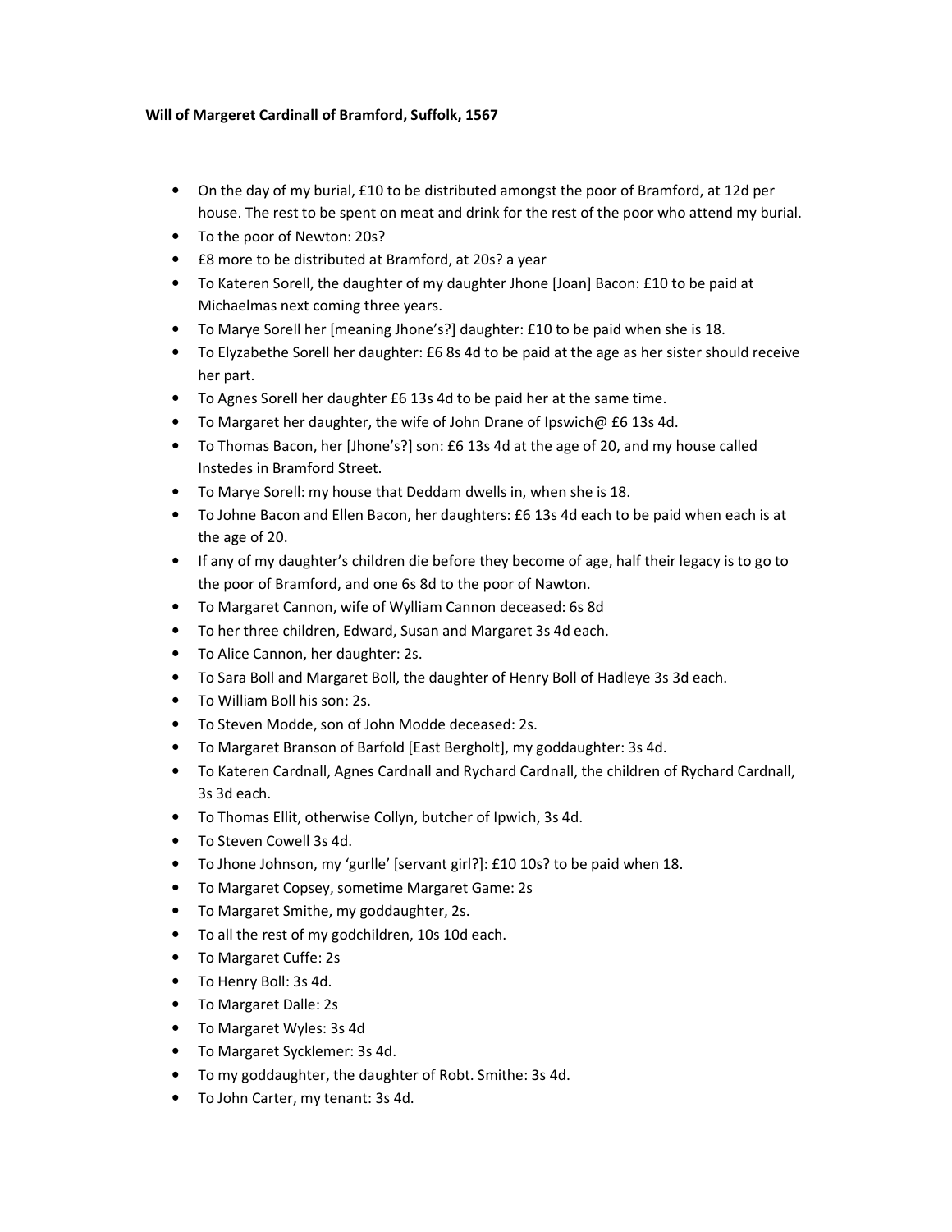**Will of Margeret Cardinall of Bramford, Suffolk, 1567**

- On the day of my burial, £10 to be distributed amongst the poor of Bramford, at 12d per house. The rest to be spent on meat and drink for the rest of the poor who attend my burial.
- To the poor of Newton: 20s?
- £8 more to be distributed at Bramford, at 20s? a year
- To Kateren Sorell, the daughter of my daughter Jhone [Joan] Bacon: £10 to be paid at Michaelmas next coming three years.
- To Marye Sorell her [meaning Jhone's?] daughter: £10 to be paid when she is 18.
- To Elyzabethe Sorell her daughter: £6 8s 4d to be paid at the age as her sister should receive her part.
- To Agnes Sorell her daughter £6 13s 4d to be paid her at the same time.
- To Margaret her daughter, the wife of John Drane of Ipswich@ £6 13s 4d.
- To Thomas Bacon, her [Jhone's?] son: £6 13s 4d at the age of 20, and my house called Instedes in Bramford Street.
- To Marye Sorell: my house that Deddam dwells in, when she is 18.
- To Johne Bacon and Ellen Bacon, her daughters: £6 13s 4d each to be paid when each is at the age of 20.
- If any of my daughter's children die before they become of age, half their legacy is to go to the poor of Bramford, and one 6s 8d to the poor of Nawton.
- To Margaret Cannon, wife of Wylliam Cannon deceased: 6s 8d
- To her three children, Edward, Susan and Margaret 3s 4d each.
- To Alice Cannon, her daughter: 2s.
- To Sara Boll and Margaret Boll, the daughter of Henry Boll of Hadleye 3s 3d each.
- To William Boll his son: 2s.
- To Steven Modde, son of John Modde deceased: 2s.
- To Margaret Branson of Barfold [East Bergholt], my goddaughter: 3s 4d.
- To Kateren Cardnall, Agnes Cardnall and Rychard Cardnall, the children of Rychard Cardnall, 3s 3d each.
- To Thomas Ellit, otherwise Collyn, butcher of Ipwich, 3s 4d.
- To Steven Cowell 3s 4d.
- To Jhone Johnson, my 'gurlle' [servant girl?]: £10 10s? to be paid when 18.
- To Margaret Copsey, sometime Margaret Game: 2s
- To Margaret Smithe, my goddaughter, 2s.
- To all the rest of my godchildren, 10s 10d each.
- To Margaret Cuffe: 2s
- To Henry Boll: 3s 4d.
- To Margaret Dalle: 2s
- To Margaret Wyles: 3s 4d
- To Margaret Sycklemer: 3s 4d.
- To my goddaughter, the daughter of Robt. Smithe: 3s 4d.
- To John Carter, my tenant: 3s 4d.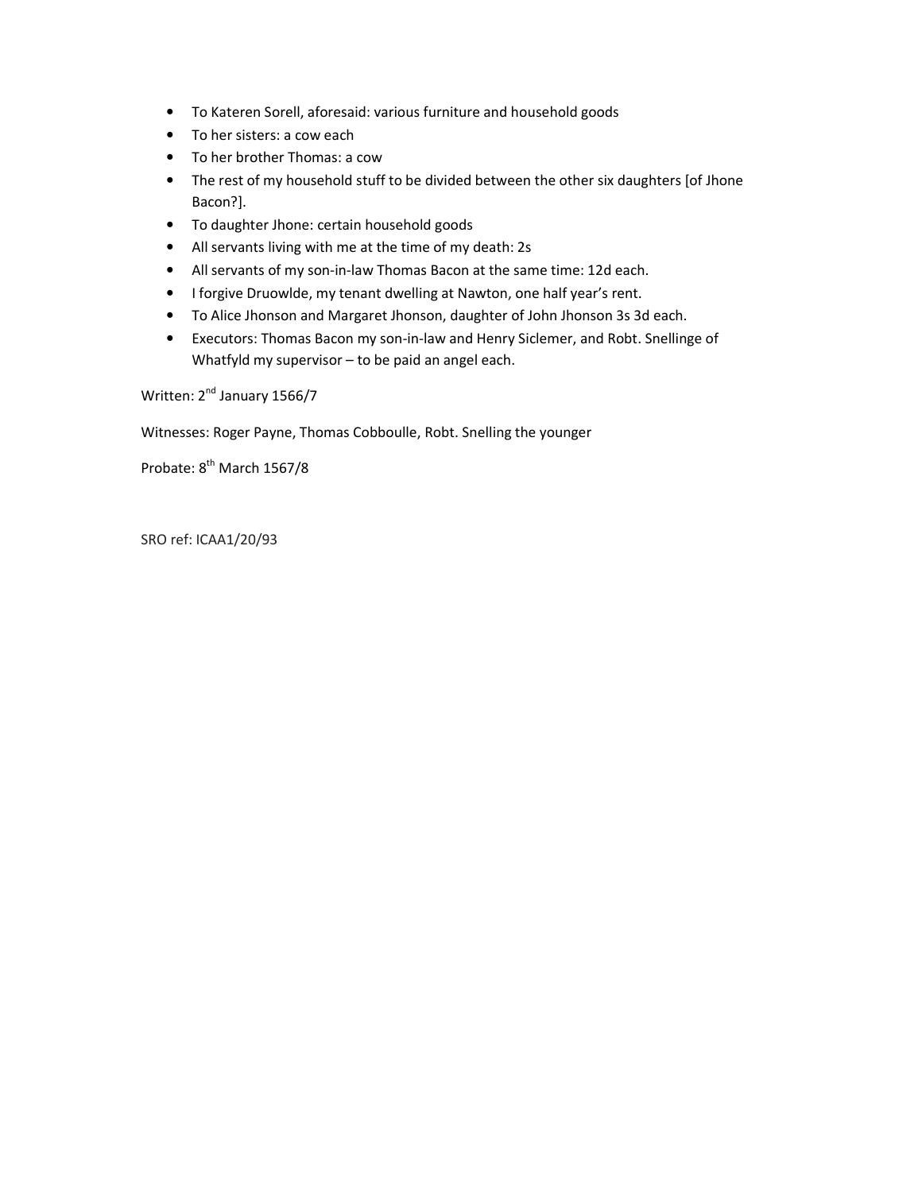- To Kateren Sorell, aforesaid: various furniture and household goods
- To her sisters: a cow each
- To her brother Thomas: a cow
- The rest of my household stuff to be divided between the other six daughters [of Jhone Bacon?].
- To daughter Jhone: certain household goods
- All servants living with me at the time of my death: 2s
- All servants of my son-in-law Thomas Bacon at the same time: 12d each.
- I forgive Druowlde, my tenant dwelling at Nawton, one half year's rent.
- To Alice Jhonson and Margaret Jhonson, daughter of John Jhonson 3s 3d each.
- Executors: Thomas Bacon my son-in-law and Henry Siclemer, and Robt. Snellinge of Whatfyld my supervisor – to be paid an angel each.

Written: 2nd January 1566/7

Witnesses: Roger Payne, Thomas Cobboulle, Robt. Snelling the younger

Probate: 8th March 1567/8

SRO ref: ICAA1/20/93